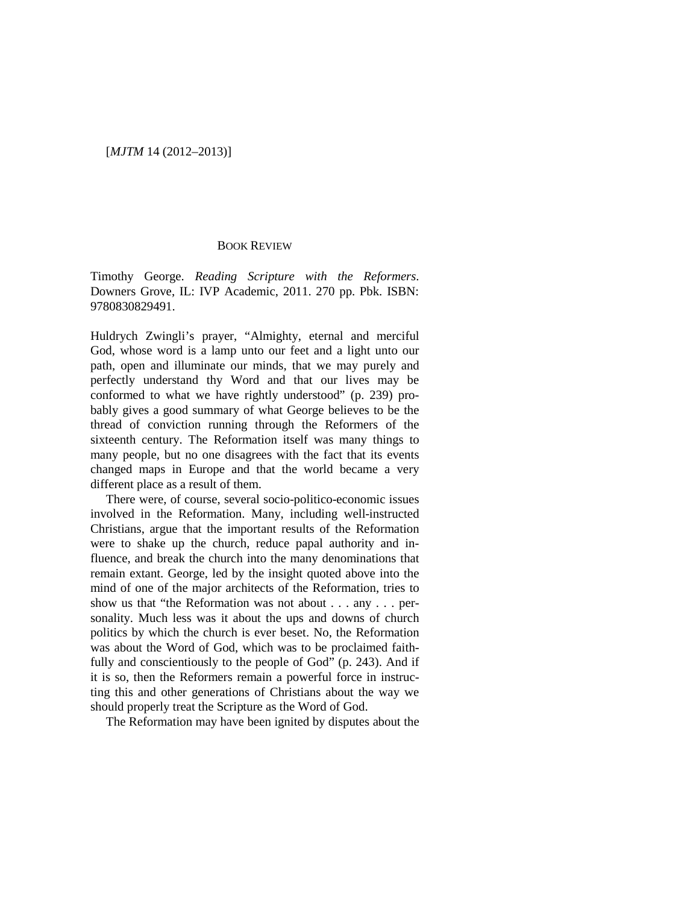## BOOK REVIEW

Timothy George. *Reading Scripture with the Reformers*. Downers Grove, IL: IVP Academic, 2011. 270 pp. Pbk. ISBN: 9780830829491.

Huldrych Zwingli's prayer, "Almighty, eternal and merciful God, whose word is a lamp unto our feet and a light unto our path, open and illuminate our minds, that we may purely and perfectly understand thy Word and that our lives may be conformed to what we have rightly understood" (p. 239) probably gives a good summary of what George believes to be the thread of conviction running through the Reformers of the sixteenth century. The Reformation itself was many things to many people, but no one disagrees with the fact that its events changed maps in Europe and that the world became a very different place as a result of them.

There were, of course, several socio-politico-economic issues involved in the Reformation. Many, including well-instructed Christians, argue that the important results of the Reformation were to shake up the church, reduce papal authority and influence, and break the church into the many denominations that remain extant. George, led by the insight quoted above into the mind of one of the major architects of the Reformation, tries to show us that "the Reformation was not about . . . any . . . personality. Much less was it about the ups and downs of church politics by which the church is ever beset. No, the Reformation was about the Word of God, which was to be proclaimed faithfully and conscientiously to the people of God" (p. 243). And if it is so, then the Reformers remain a powerful force in instructing this and other generations of Christians about the way we should properly treat the Scripture as the Word of God.

The Reformation may have been ignited by disputes about the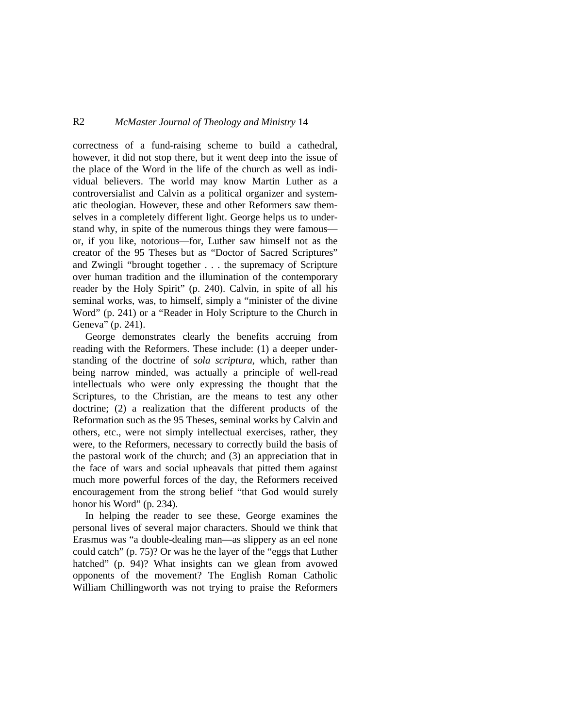correctness of a fund-raising scheme to build a cathedral, however, it did not stop there, but it went deep into the issue of the place of the Word in the life of the church as well as individual believers. The world may know Martin Luther as a controversialist and Calvin as a political organizer and systematic theologian. However, these and other Reformers saw themselves in a completely different light. George helps us to understand why, in spite of the numerous things they were famous—or, if you like, notorious—for, Luther saw himself not as the creator of the 95 Theses but as "Doctor of Sacred Scriptures" and Zwingli "brought together . . . the supremacy of Scripture over human tradition and the illumination of the contemporary reader by the Holy Spirit" (p. 240). Calvin, in spite of all his seminal works, was, to himself, simply a "minister of the divine Word" (p. 241) or a "Reader in Holy Scripture to the Church in Geneva" (p. 241).

George demonstrates clearly the benefits accruing from reading with the Reformers. These include: (1) a deeper understanding of the doctrine of *sola scriptura*, which, rather than being narrow minded, was actually a principle of well-read intellectuals who were only expressing the thought that the Scriptures, to the Christian, are the means to test any other doctrine; (2) a realization that the different products of the Reformation such as the 95 Theses, seminal works by Calvin and others, etc., were not simply intellectual exercises, rather, they were, to the Reformers, necessary to correctly build the basis of the pastoral work of the church; and (3) an appreciation that in the face of wars and social upheavals that pitted them against much more powerful forces of the day, the Reformers received encouragement from the strong belief "that God would surely honor his Word" (p. 234).

In helping the reader to see these, George examines the personal lives of several major characters. Should we think that Erasmus was "a double-dealing man—as slippery as an eel none could catch" (p. 75)? Or was he the layer of the "eggs that Luther hatched" (p. 94)? What insights can we glean from avowed opponents of the movement? The English Roman Catholic William Chillingworth was not trying to praise the Reformers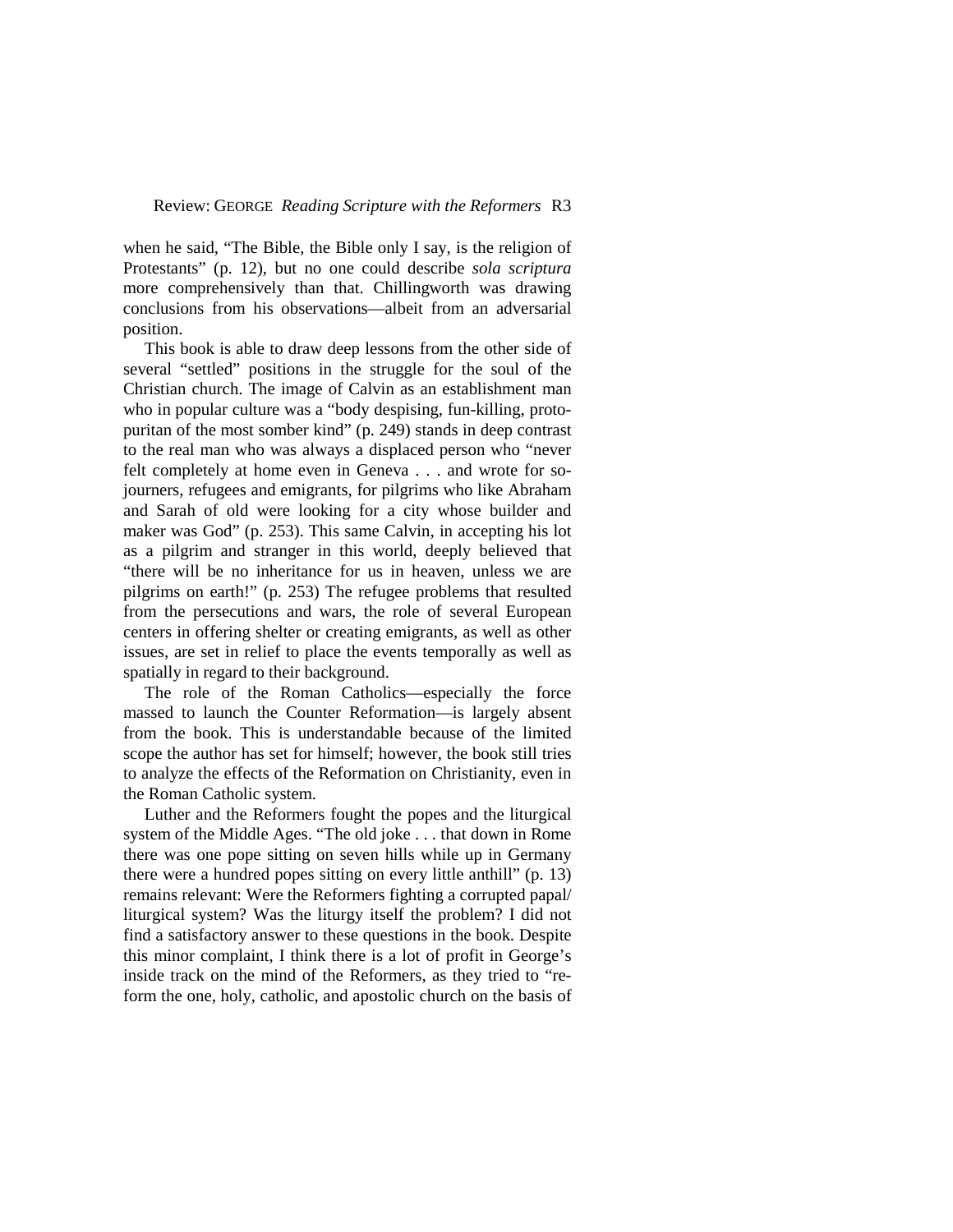when he said, "The Bible, the Bible only I say, is the religion of Protestants" (p. 12), but no one could describe *sola scriptura* more comprehensively than that. Chillingworth was drawing conclusions from his observations—albeit from an adversarial position.

This book is able to draw deep lessons from the other side of several "settled" positions in the struggle for the soul of the Christian church. The image of Calvin as an establishment man who in popular culture was a "body despising, fun-killing, proto-puritan of the most somber kind" (p. 249) stands in deep contrast to the real man who was always a displaced person who "never felt completely at home even in Geneva . . . and wrote for sojourners, refugees and emigrants, for pilgrims who like Abraham and Sarah of old were looking for a city whose builder and maker was God" (p. 253). This same Calvin, in accepting his lot as a pilgrim and stranger in this world, deeply believed that "there will be no inheritance for us in heaven, unless we are pilgrims on earth!" (p. 253) The refugee problems that resulted from the persecutions and wars, the role of several European centers in offering shelter or creating emigrants, as well as other issues, are set in relief to place the events temporally as well as spatially in regard to their background.

The role of the Roman Catholics—especially the force massed to launch the Counter Reformation—is largely absent from the book. This is understandable because of the limited scope the author has set for himself; however, the book still tries to analyze the effects of the Reformation on Christianity, even in the Roman Catholic system.

Luther and the Reformers fought the popes and the liturgical system of the Middle Ages. "The old joke . . . that down in Rome there was one pope sitting on seven hills while up in Germany there were a hundred popes sitting on every little anthill" (p. 13) remains relevant: Were the Reformers fighting a corrupted papal/liturgical system? Was the liturgy itself the problem? I did not find a satisfactory answer to these questions in the book. Despite this minor complaint, I think there is a lot of profit in George's inside track on the mind of the Reformers, as they tried to "reform the one, holy, catholic, and apostolic church on the basis of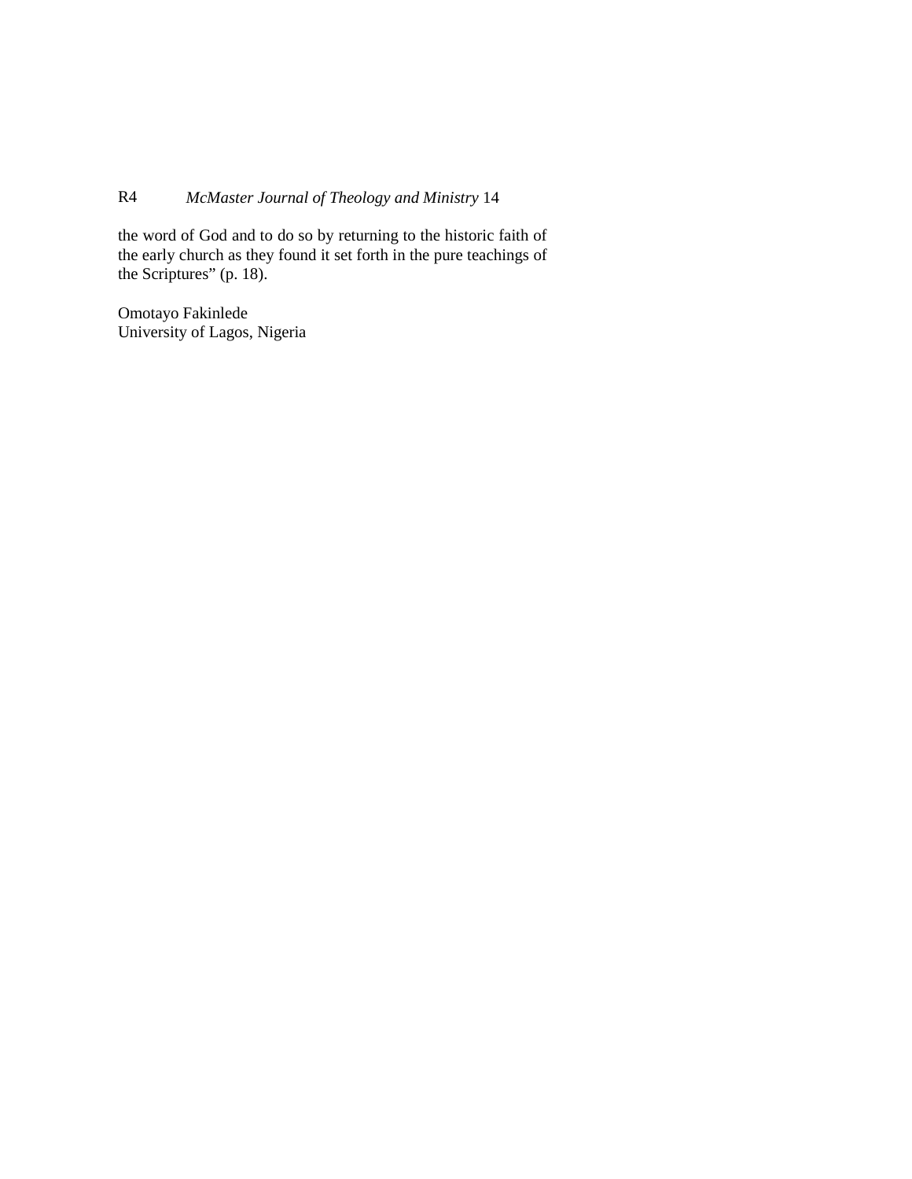the word of God and to do so by returning to the historic faith of the early church as they found it set forth in the pure teachings of the Scriptures" (p. 18).

Omotayo Fakinlede
University of Lagos, Nigeria